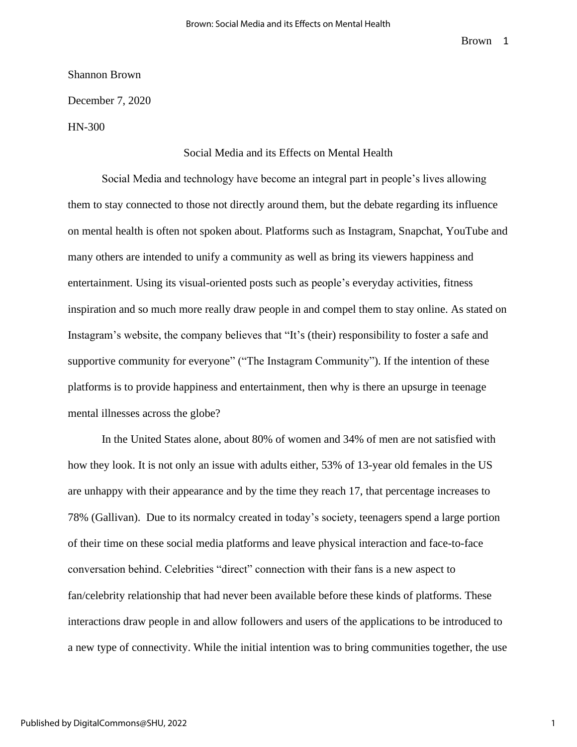Shannon Brown

December 7, 2020

HN-300

# Social Media and its Effects on Mental Health

Social Media and technology have become an integral part in people's lives allowing them to stay connected to those not directly around them, but the debate regarding its influence on mental health is often not spoken about. Platforms such as Instagram, Snapchat, YouTube and many others are intended to unify a community as well as bring its viewers happiness and entertainment. Using its visual-oriented posts such as people's everyday activities, fitness inspiration and so much more really draw people in and compel them to stay online. As stated on Instagram's website, the company believes that "It's (their) responsibility to foster a safe and supportive community for everyone" ("The Instagram Community"). If the intention of these platforms is to provide happiness and entertainment, then why is there an upsurge in teenage mental illnesses across the globe?

In the United States alone, about 80% of women and 34% of men are not satisfied with how they look. It is not only an issue with adults either, 53% of 13-year old females in the US are unhappy with their appearance and by the time they reach 17, that percentage increases to 78% (Gallivan). Due to its normalcy created in today's society, teenagers spend a large portion of their time on these social media platforms and leave physical interaction and face-to-face conversation behind. Celebrities "direct" connection with their fans is a new aspect to fan/celebrity relationship that had never been available before these kinds of platforms. These interactions draw people in and allow followers and users of the applications to be introduced to a new type of connectivity. While the initial intention was to bring communities together, the use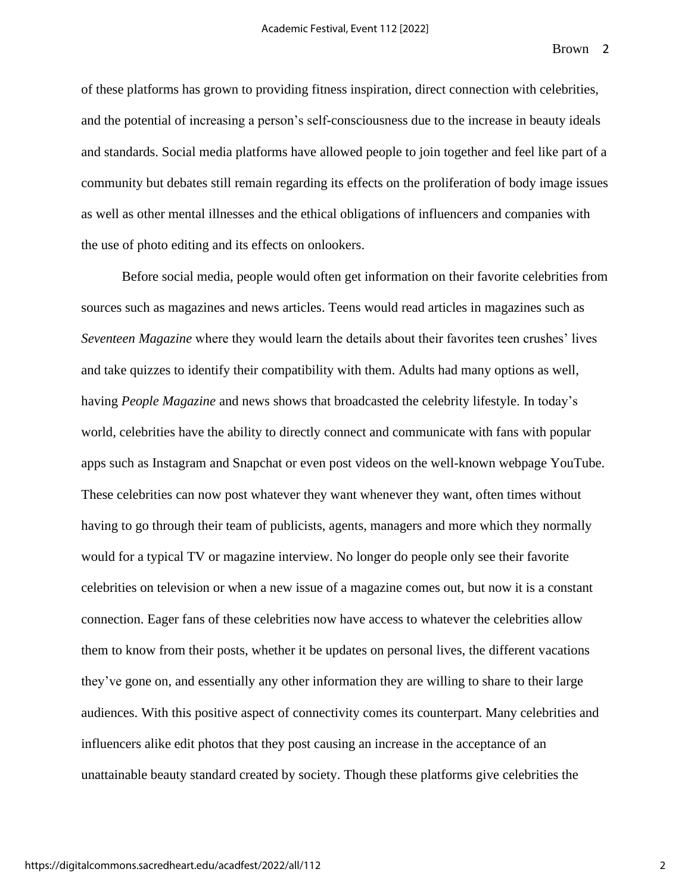of these platforms has grown to providing fitness inspiration, direct connection with celebrities, and the potential of increasing a person's self-consciousness due to the increase in beauty ideals and standards. Social media platforms have allowed people to join together and feel like part of a community but debates still remain regarding its effects on the proliferation of body image issues as well as other mental illnesses and the ethical obligations of influencers and companies with the use of photo editing and its effects on onlookers.

Before social media, people would often get information on their favorite celebrities from sources such as magazines and news articles. Teens would read articles in magazines such as *Seventeen Magazine* where they would learn the details about their favorites teen crushes' lives and take quizzes to identify their compatibility with them. Adults had many options as well, having *People Magazine* and news shows that broadcasted the celebrity lifestyle. In today's world, celebrities have the ability to directly connect and communicate with fans with popular apps such as Instagram and Snapchat or even post videos on the well-known webpage YouTube. These celebrities can now post whatever they want whenever they want, often times without having to go through their team of publicists, agents, managers and more which they normally would for a typical TV or magazine interview. No longer do people only see their favorite celebrities on television or when a new issue of a magazine comes out, but now it is a constant connection. Eager fans of these celebrities now have access to whatever the celebrities allow them to know from their posts, whether it be updates on personal lives, the different vacations they've gone on, and essentially any other information they are willing to share to their large audiences. With this positive aspect of connectivity comes its counterpart. Many celebrities and influencers alike edit photos that they post causing an increase in the acceptance of an unattainable beauty standard created by society. Though these platforms give celebrities the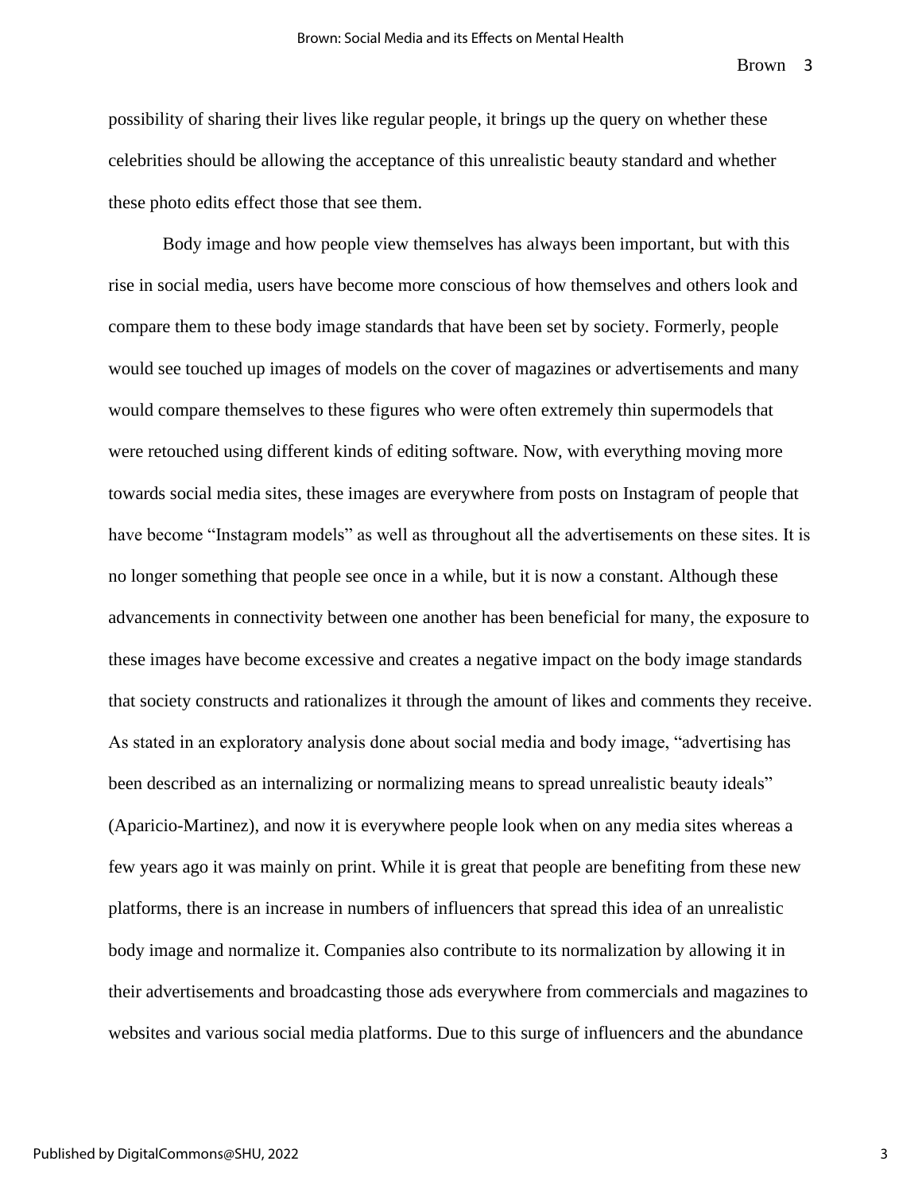possibility of sharing their lives like regular people, it brings up the query on whether these celebrities should be allowing the acceptance of this unrealistic beauty standard and whether these photo edits effect those that see them.

Body image and how people view themselves has always been important, but with this rise in social media, users have become more conscious of how themselves and others look and compare them to these body image standards that have been set by society. Formerly, people would see touched up images of models on the cover of magazines or advertisements and many would compare themselves to these figures who were often extremely thin supermodels that were retouched using different kinds of editing software. Now, with everything moving more towards social media sites, these images are everywhere from posts on Instagram of people that have become "Instagram models" as well as throughout all the advertisements on these sites. It is no longer something that people see once in a while, but it is now a constant. Although these advancements in connectivity between one another has been beneficial for many, the exposure to these images have become excessive and creates a negative impact on the body image standards that society constructs and rationalizes it through the amount of likes and comments they receive. As stated in an exploratory analysis done about social media and body image, "advertising has been described as an internalizing or normalizing means to spread unrealistic beauty ideals" (Aparicio-Martinez), and now it is everywhere people look when on any media sites whereas a few years ago it was mainly on print. While it is great that people are benefiting from these new platforms, there is an increase in numbers of influencers that spread this idea of an unrealistic body image and normalize it. Companies also contribute to its normalization by allowing it in their advertisements and broadcasting those ads everywhere from commercials and magazines to websites and various social media platforms. Due to this surge of influencers and the abundance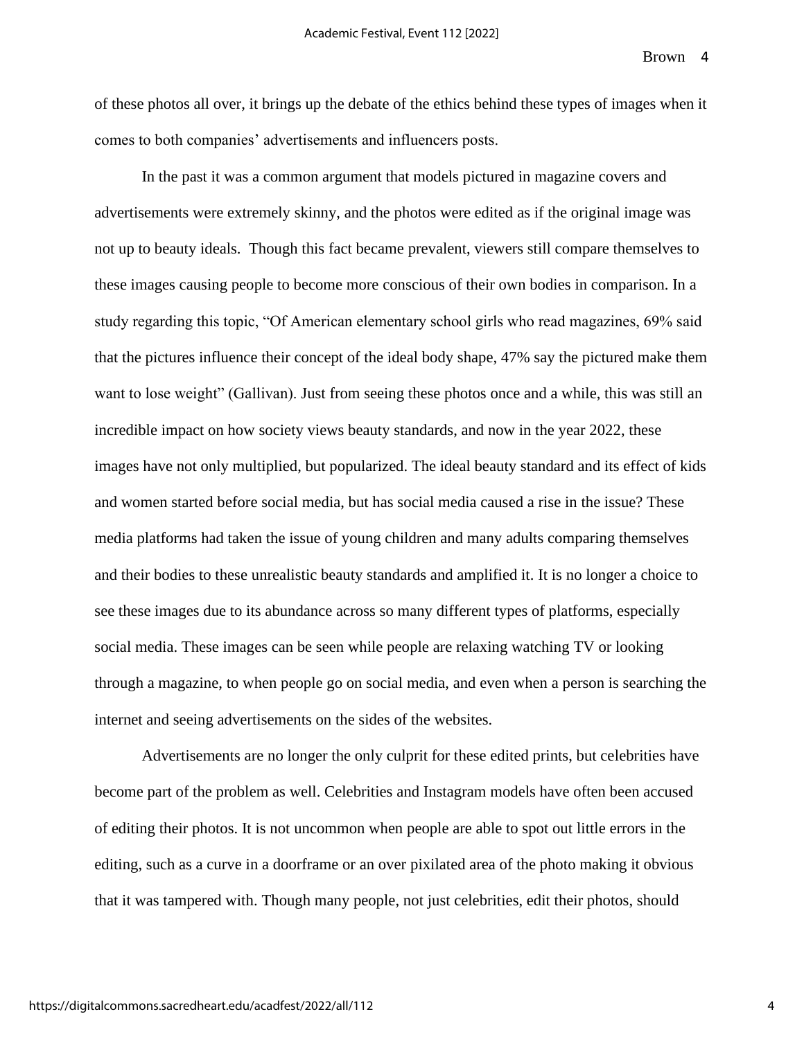of these photos all over, it brings up the debate of the ethics behind these types of images when it comes to both companies' advertisements and influencers posts.

In the past it was a common argument that models pictured in magazine covers and advertisements were extremely skinny, and the photos were edited as if the original image was not up to beauty ideals. Though this fact became prevalent, viewers still compare themselves to these images causing people to become more conscious of their own bodies in comparison. In a study regarding this topic, "Of American elementary school girls who read magazines, 69% said that the pictures influence their concept of the ideal body shape, 47% say the pictured make them want to lose weight" (Gallivan). Just from seeing these photos once and a while, this was still an incredible impact on how society views beauty standards, and now in the year 2022, these images have not only multiplied, but popularized. The ideal beauty standard and its effect of kids and women started before social media, but has social media caused a rise in the issue? These media platforms had taken the issue of young children and many adults comparing themselves and their bodies to these unrealistic beauty standards and amplified it. It is no longer a choice to see these images due to its abundance across so many different types of platforms, especially social media. These images can be seen while people are relaxing watching TV or looking through a magazine, to when people go on social media, and even when a person is searching the internet and seeing advertisements on the sides of the websites.

Advertisements are no longer the only culprit for these edited prints, but celebrities have become part of the problem as well. Celebrities and Instagram models have often been accused of editing their photos. It is not uncommon when people are able to spot out little errors in the editing, such as a curve in a doorframe or an over pixilated area of the photo making it obvious that it was tampered with. Though many people, not just celebrities, edit their photos, should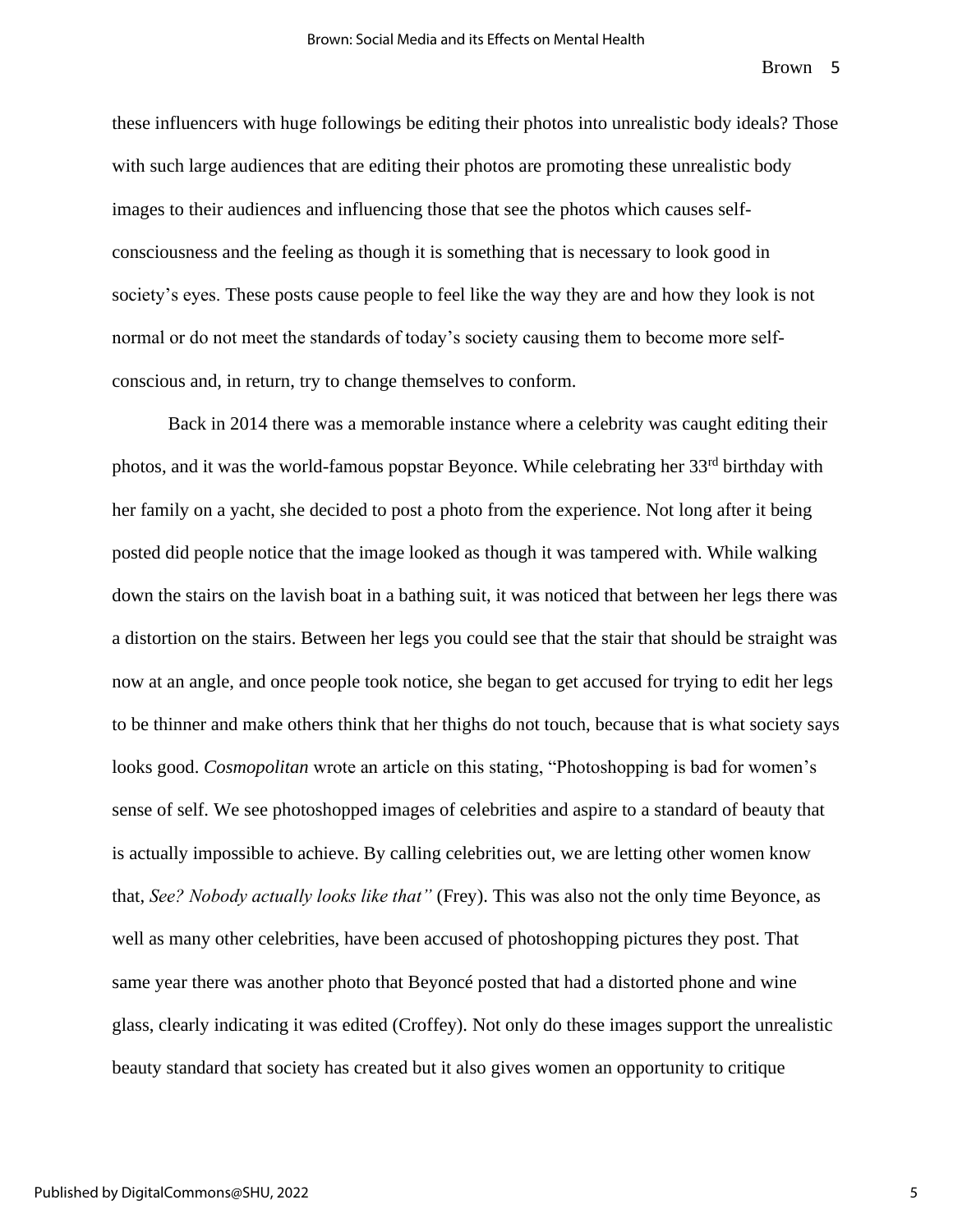these influencers with huge followings be editing their photos into unrealistic body ideals? Those with such large audiences that are editing their photos are promoting these unrealistic body images to their audiences and influencing those that see the photos which causes self-consciousness and the feeling as though it is something that is necessary to look good in society's eyes. These posts cause people to feel like the way they are and how they look is not normal or do not meet the standards of today's society causing them to become more self-conscious and, in return, try to change themselves to conform.

Back in 2014 there was a memorable instance where a celebrity was caught editing their photos, and it was the world-famous popstar Beyonce. While celebrating her 33rd birthday with her family on a yacht, she decided to post a photo from the experience. Not long after it being posted did people notice that the image looked as though it was tampered with. While walking down the stairs on the lavish boat in a bathing suit, it was noticed that between her legs there was a distortion on the stairs. Between her legs you could see that the stair that should be straight was now at an angle, and once people took notice, she began to get accused for trying to edit her legs to be thinner and make others think that her thighs do not touch, because that is what society says looks good. *Cosmopolitan* wrote an article on this stating, "Photoshopping is bad for women's sense of self. We see photoshopped images of celebrities and aspire to a standard of beauty that is actually impossible to achieve. By calling celebrities out, we are letting other women know that, *See? Nobody actually looks like that"* (Frey). This was also not the only time Beyonce, as well as many other celebrities, have been accused of photoshopping pictures they post. That same year there was another photo that Beyoncé posted that had a distorted phone and wine glass, clearly indicating it was edited (Croffey). Not only do these images support the unrealistic beauty standard that society has created but it also gives women an opportunity to critique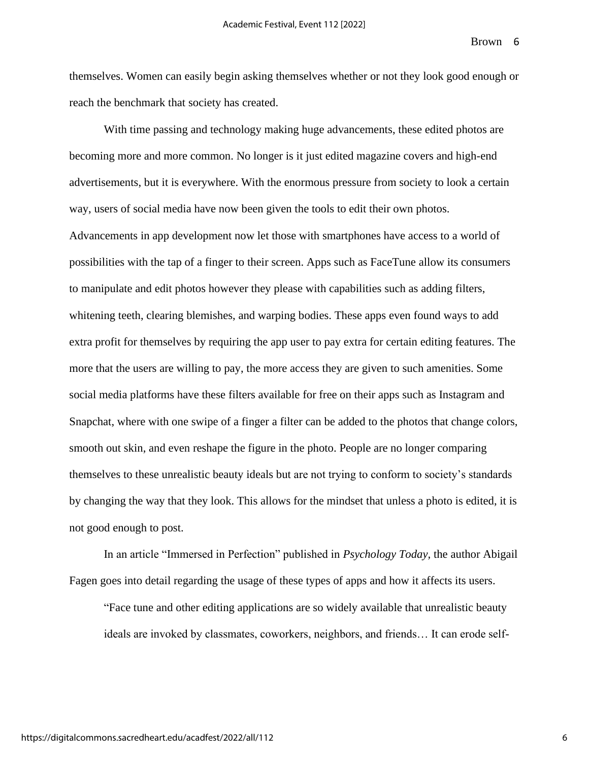themselves. Women can easily begin asking themselves whether or not they look good enough or reach the benchmark that society has created.

With time passing and technology making huge advancements, these edited photos are becoming more and more common. No longer is it just edited magazine covers and high-end advertisements, but it is everywhere. With the enormous pressure from society to look a certain way, users of social media have now been given the tools to edit their own photos. Advancements in app development now let those with smartphones have access to a world of possibilities with the tap of a finger to their screen. Apps such as FaceTune allow its consumers to manipulate and edit photos however they please with capabilities such as adding filters, whitening teeth, clearing blemishes, and warping bodies. These apps even found ways to add extra profit for themselves by requiring the app user to pay extra for certain editing features. The more that the users are willing to pay, the more access they are given to such amenities. Some social media platforms have these filters available for free on their apps such as Instagram and Snapchat, where with one swipe of a finger a filter can be added to the photos that change colors, smooth out skin, and even reshape the figure in the photo. People are no longer comparing themselves to these unrealistic beauty ideals but are not trying to conform to society's standards by changing the way that they look. This allows for the mindset that unless a photo is edited, it is not good enough to post.

In an article "Immersed in Perfection" published in *Psychology Today,* the author Abigail Fagen goes into detail regarding the usage of these types of apps and how it affects its users.

> "Face tune and other editing applications are so widely available that unrealistic beauty ideals are invoked by classmates, coworkers, neighbors, and friends… It can erode self-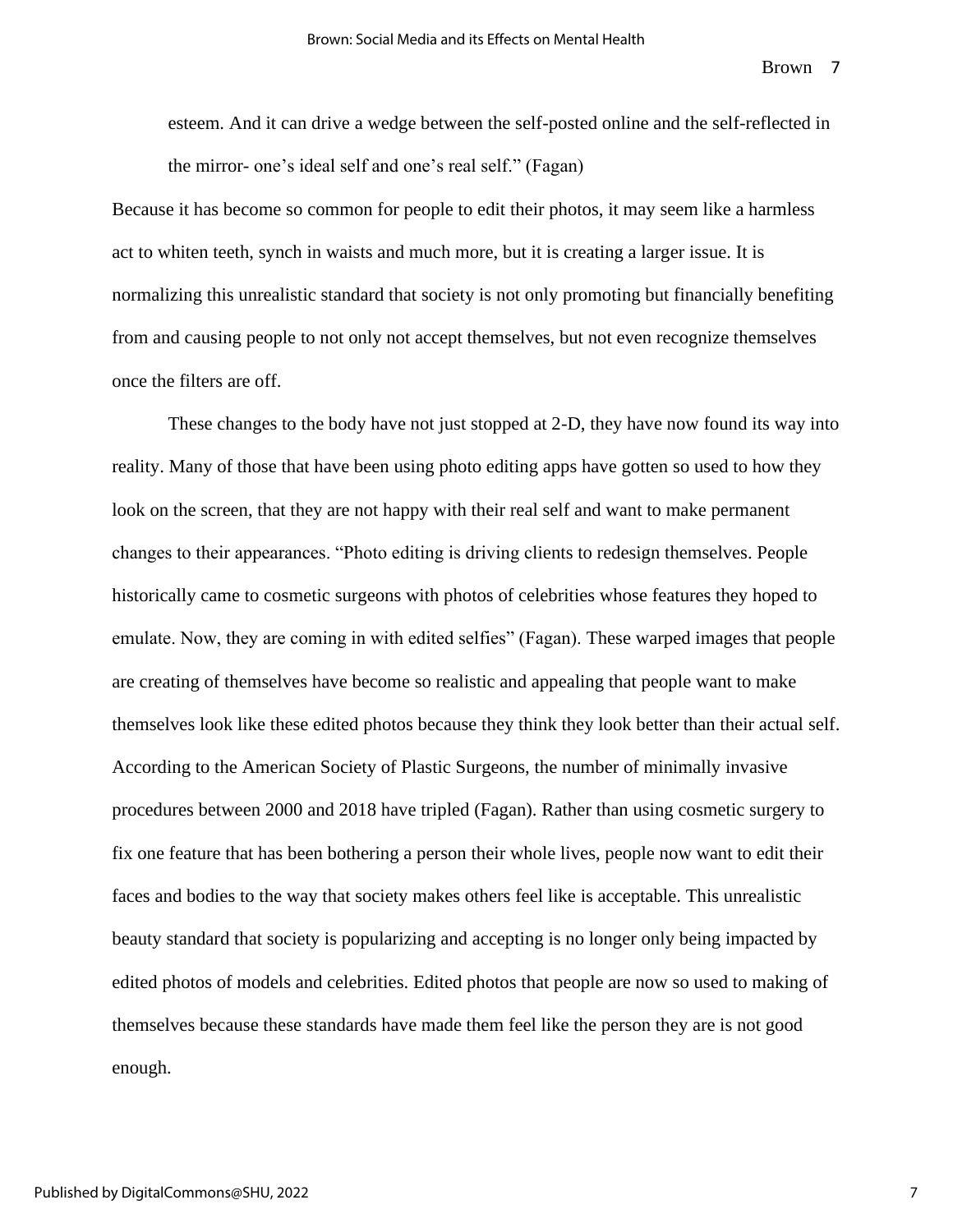esteem. And it can drive a wedge between the self-posted online and the self-reflected in the mirror- one's ideal self and one's real self." (Fagan)

Because it has become so common for people to edit their photos, it may seem like a harmless act to whiten teeth, synch in waists and much more, but it is creating a larger issue. It is normalizing this unrealistic standard that society is not only promoting but financially benefiting from and causing people to not only not accept themselves, but not even recognize themselves once the filters are off.

These changes to the body have not just stopped at 2-D, they have now found its way into reality. Many of those that have been using photo editing apps have gotten so used to how they look on the screen, that they are not happy with their real self and want to make permanent changes to their appearances. "Photo editing is driving clients to redesign themselves. People historically came to cosmetic surgeons with photos of celebrities whose features they hoped to emulate. Now, they are coming in with edited selfies" (Fagan). These warped images that people are creating of themselves have become so realistic and appealing that people want to make themselves look like these edited photos because they think they look better than their actual self. According to the American Society of Plastic Surgeons, the number of minimally invasive procedures between 2000 and 2018 have tripled (Fagan). Rather than using cosmetic surgery to fix one feature that has been bothering a person their whole lives, people now want to edit their faces and bodies to the way that society makes others feel like is acceptable. This unrealistic beauty standard that society is popularizing and accepting is no longer only being impacted by edited photos of models and celebrities. Edited photos that people are now so used to making of themselves because these standards have made them feel like the person they are is not good enough.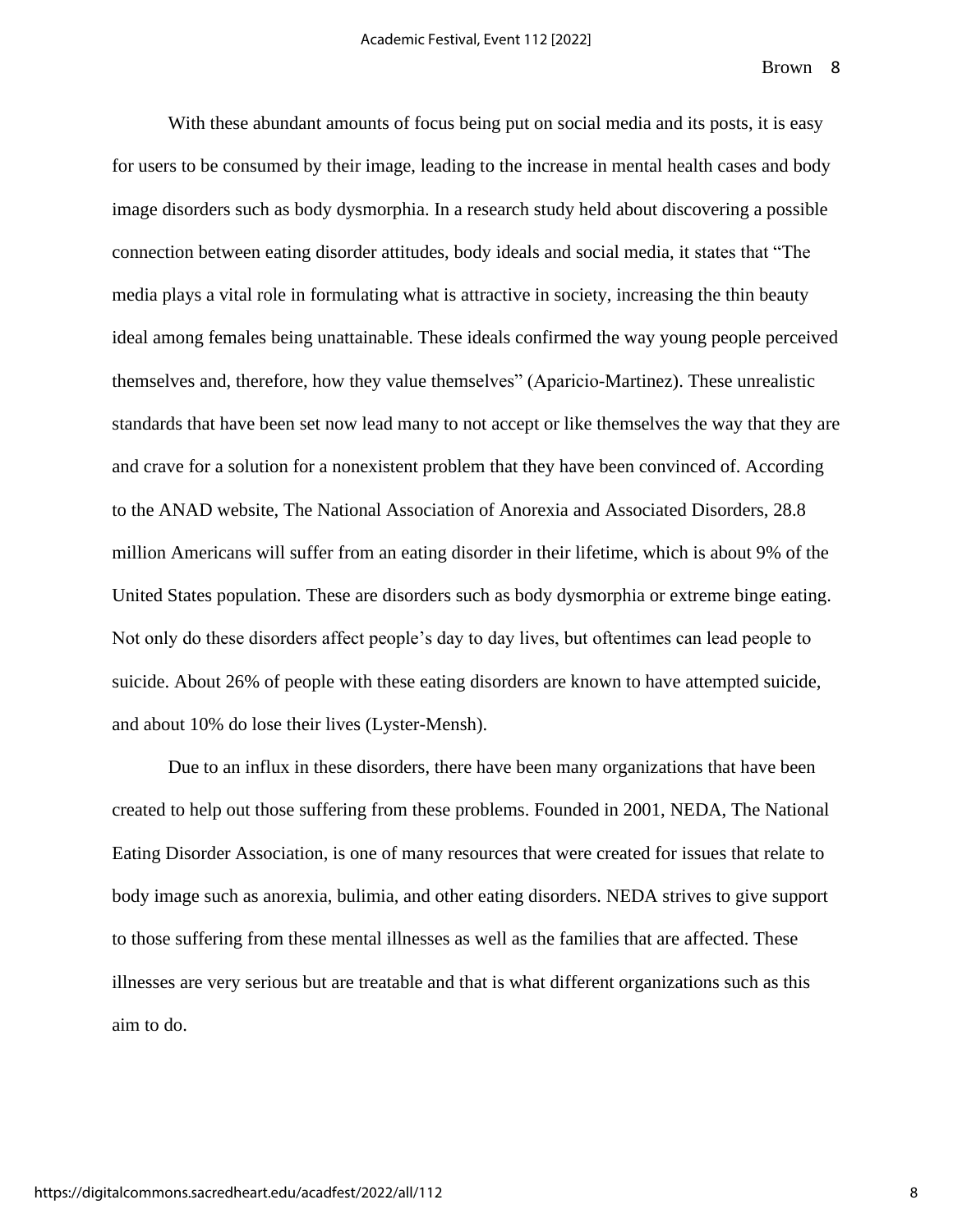With these abundant amounts of focus being put on social media and its posts, it is easy for users to be consumed by their image, leading to the increase in mental health cases and body image disorders such as body dysmorphia. In a research study held about discovering a possible connection between eating disorder attitudes, body ideals and social media, it states that "The media plays a vital role in formulating what is attractive in society, increasing the thin beauty ideal among females being unattainable. These ideals confirmed the way young people perceived themselves and, therefore, how they value themselves" (Aparicio-Martinez). These unrealistic standards that have been set now lead many to not accept or like themselves the way that they are and crave for a solution for a nonexistent problem that they have been convinced of. According to the ANAD website, The National Association of Anorexia and Associated Disorders, 28.8 million Americans will suffer from an eating disorder in their lifetime, which is about 9% of the United States population. These are disorders such as body dysmorphia or extreme binge eating. Not only do these disorders affect people's day to day lives, but oftentimes can lead people to suicide. About 26% of people with these eating disorders are known to have attempted suicide, and about 10% do lose their lives (Lyster-Mensh).

Due to an influx in these disorders, there have been many organizations that have been created to help out those suffering from these problems. Founded in 2001, NEDA, The National Eating Disorder Association, is one of many resources that were created for issues that relate to body image such as anorexia, bulimia, and other eating disorders. NEDA strives to give support to those suffering from these mental illnesses as well as the families that are affected. These illnesses are very serious but are treatable and that is what different organizations such as this aim to do.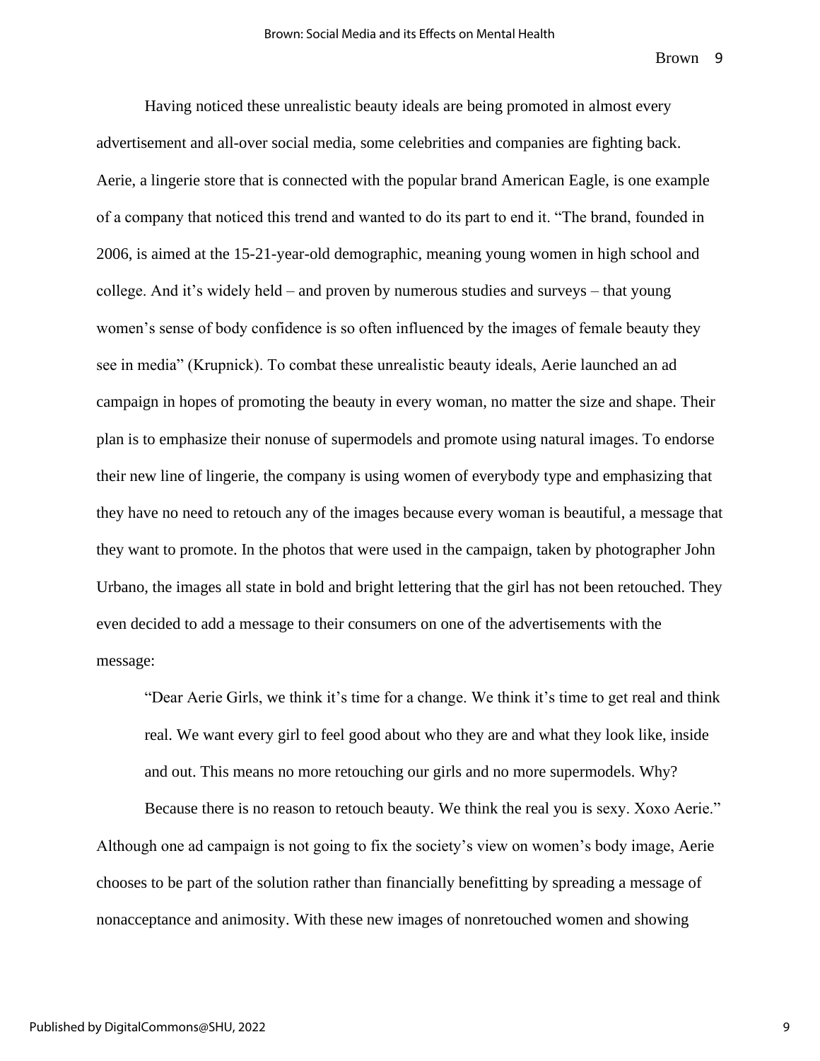Having noticed these unrealistic beauty ideals are being promoted in almost every advertisement and all-over social media, some celebrities and companies are fighting back. Aerie, a lingerie store that is connected with the popular brand American Eagle, is one example of a company that noticed this trend and wanted to do its part to end it. "The brand, founded in 2006, is aimed at the 15-21-year-old demographic, meaning young women in high school and college. And it's widely held – and proven by numerous studies and surveys – that young women's sense of body confidence is so often influenced by the images of female beauty they see in media" (Krupnick). To combat these unrealistic beauty ideals, Aerie launched an ad campaign in hopes of promoting the beauty in every woman, no matter the size and shape. Their plan is to emphasize their nonuse of supermodels and promote using natural images. To endorse their new line of lingerie, the company is using women of everybody type and emphasizing that they have no need to retouch any of the images because every woman is beautiful, a message that they want to promote. In the photos that were used in the campaign, taken by photographer John Urbano, the images all state in bold and bright lettering that the girl has not been retouched. They even decided to add a message to their consumers on one of the advertisements with the message:

> "Dear Aerie Girls, we think it's time for a change. We think it's time to get real and think real. We want every girl to feel good about who they are and what they look like, inside and out. This means no more retouching our girls and no more supermodels. Why?
>
> Because there is no reason to retouch beauty. We think the real you is sexy. Xoxo Aerie."

Although one ad campaign is not going to fix the society's view on women's body image, Aerie chooses to be part of the solution rather than financially benefitting by spreading a message of nonacceptance and animosity. With these new images of nonretouched women and showing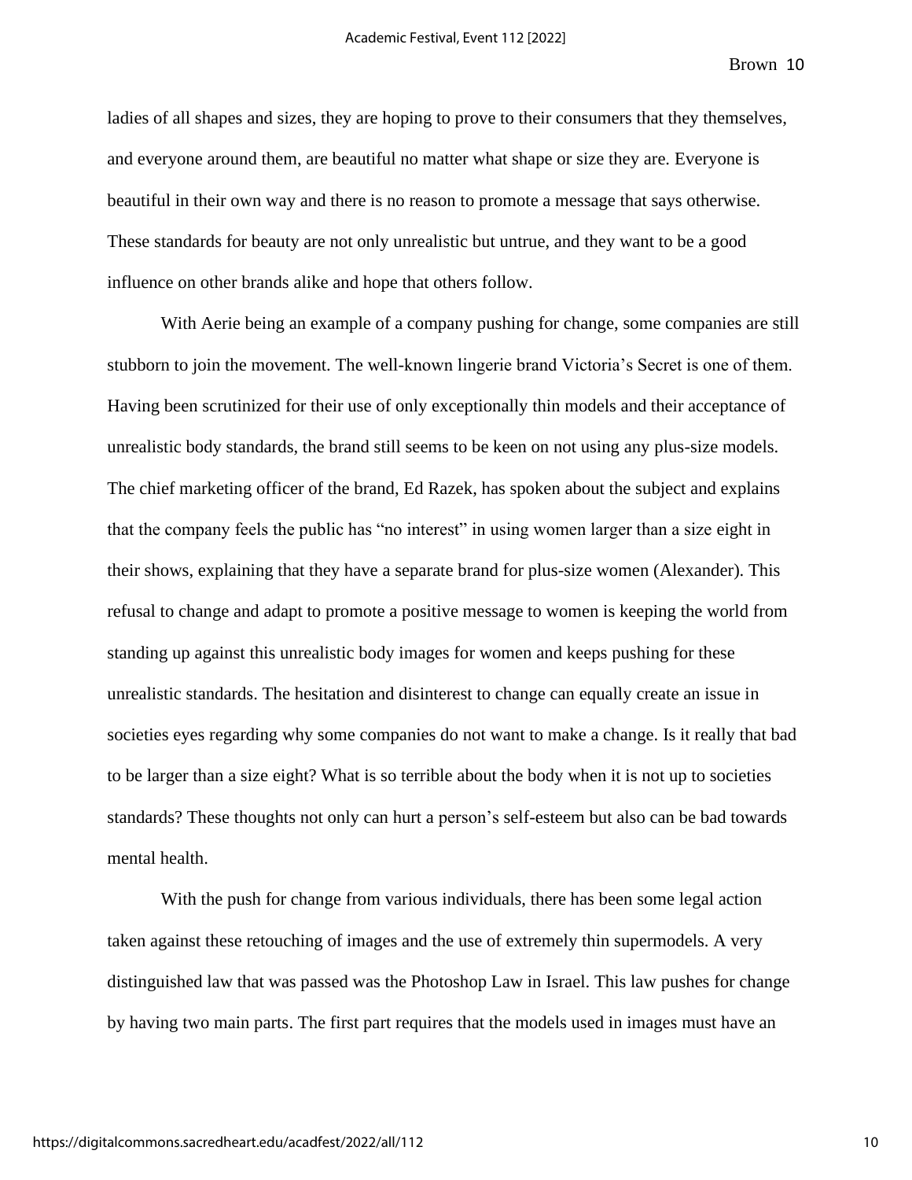ladies of all shapes and sizes, they are hoping to prove to their consumers that they themselves, and everyone around them, are beautiful no matter what shape or size they are. Everyone is beautiful in their own way and there is no reason to promote a message that says otherwise. These standards for beauty are not only unrealistic but untrue, and they want to be a good influence on other brands alike and hope that others follow.

With Aerie being an example of a company pushing for change, some companies are still stubborn to join the movement. The well-known lingerie brand Victoria's Secret is one of them. Having been scrutinized for their use of only exceptionally thin models and their acceptance of unrealistic body standards, the brand still seems to be keen on not using any plus-size models. The chief marketing officer of the brand, Ed Razek, has spoken about the subject and explains that the company feels the public has "no interest" in using women larger than a size eight in their shows, explaining that they have a separate brand for plus-size women (Alexander). This refusal to change and adapt to promote a positive message to women is keeping the world from standing up against this unrealistic body images for women and keeps pushing for these unrealistic standards. The hesitation and disinterest to change can equally create an issue in societies eyes regarding why some companies do not want to make a change. Is it really that bad to be larger than a size eight? What is so terrible about the body when it is not up to societies standards? These thoughts not only can hurt a person's self-esteem but also can be bad towards mental health.

With the push for change from various individuals, there has been some legal action taken against these retouching of images and the use of extremely thin supermodels. A very distinguished law that was passed was the Photoshop Law in Israel. This law pushes for change by having two main parts. The first part requires that the models used in images must have an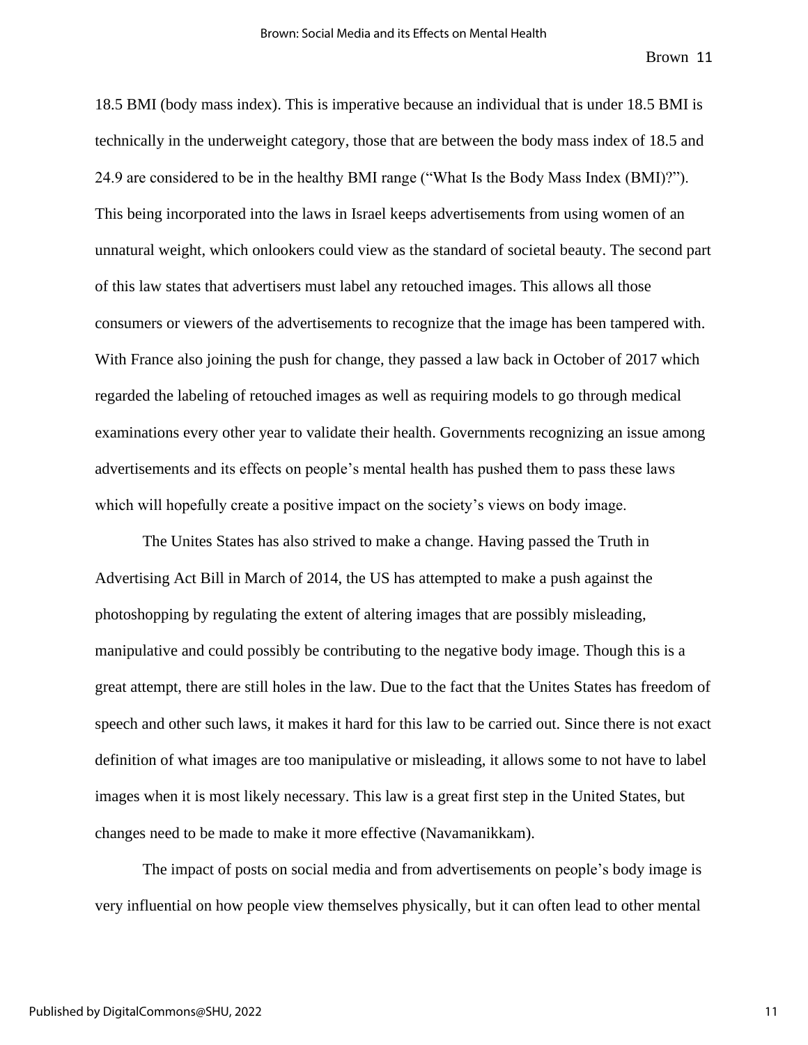18.5 BMI (body mass index). This is imperative because an individual that is under 18.5 BMI is technically in the underweight category, those that are between the body mass index of 18.5 and 24.9 are considered to be in the healthy BMI range ("What Is the Body Mass Index (BMI)?"). This being incorporated into the laws in Israel keeps advertisements from using women of an unnatural weight, which onlookers could view as the standard of societal beauty. The second part of this law states that advertisers must label any retouched images. This allows all those consumers or viewers of the advertisements to recognize that the image has been tampered with. With France also joining the push for change, they passed a law back in October of 2017 which regarded the labeling of retouched images as well as requiring models to go through medical examinations every other year to validate their health. Governments recognizing an issue among advertisements and its effects on people's mental health has pushed them to pass these laws which will hopefully create a positive impact on the society's views on body image.

The Unites States has also strived to make a change. Having passed the Truth in Advertising Act Bill in March of 2014, the US has attempted to make a push against the photoshopping by regulating the extent of altering images that are possibly misleading, manipulative and could possibly be contributing to the negative body image. Though this is a great attempt, there are still holes in the law. Due to the fact that the Unites States has freedom of speech and other such laws, it makes it hard for this law to be carried out. Since there is not exact definition of what images are too manipulative or misleading, it allows some to not have to label images when it is most likely necessary. This law is a great first step in the United States, but changes need to be made to make it more effective (Navamanikkam).

The impact of posts on social media and from advertisements on people's body image is very influential on how people view themselves physically, but it can often lead to other mental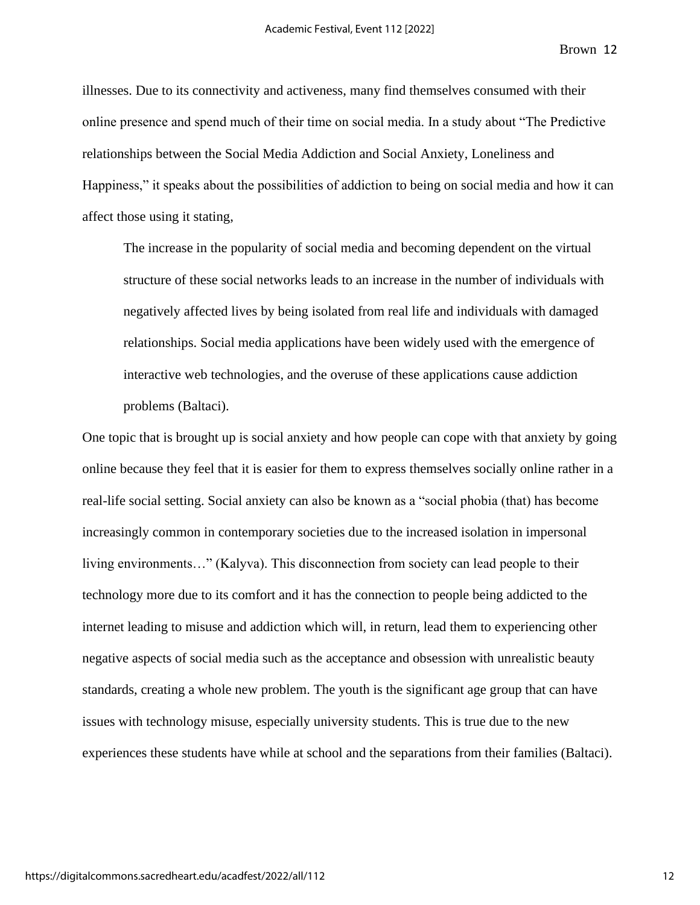illnesses. Due to its connectivity and activeness, many find themselves consumed with their online presence and spend much of their time on social media. In a study about "The Predictive relationships between the Social Media Addiction and Social Anxiety, Loneliness and Happiness," it speaks about the possibilities of addiction to being on social media and how it can affect those using it stating,

> The increase in the popularity of social media and becoming dependent on the virtual structure of these social networks leads to an increase in the number of individuals with negatively affected lives by being isolated from real life and individuals with damaged relationships. Social media applications have been widely used with the emergence of interactive web technologies, and the overuse of these applications cause addiction problems (Baltaci).

One topic that is brought up is social anxiety and how people can cope with that anxiety by going online because they feel that it is easier for them to express themselves socially online rather in a real-life social setting. Social anxiety can also be known as a "social phobia (that) has become increasingly common in contemporary societies due to the increased isolation in impersonal living environments…" (Kalyva). This disconnection from society can lead people to their technology more due to its comfort and it has the connection to people being addicted to the internet leading to misuse and addiction which will, in return, lead them to experiencing other negative aspects of social media such as the acceptance and obsession with unrealistic beauty standards, creating a whole new problem. The youth is the significant age group that can have issues with technology misuse, especially university students. This is true due to the new experiences these students have while at school and the separations from their families (Baltaci).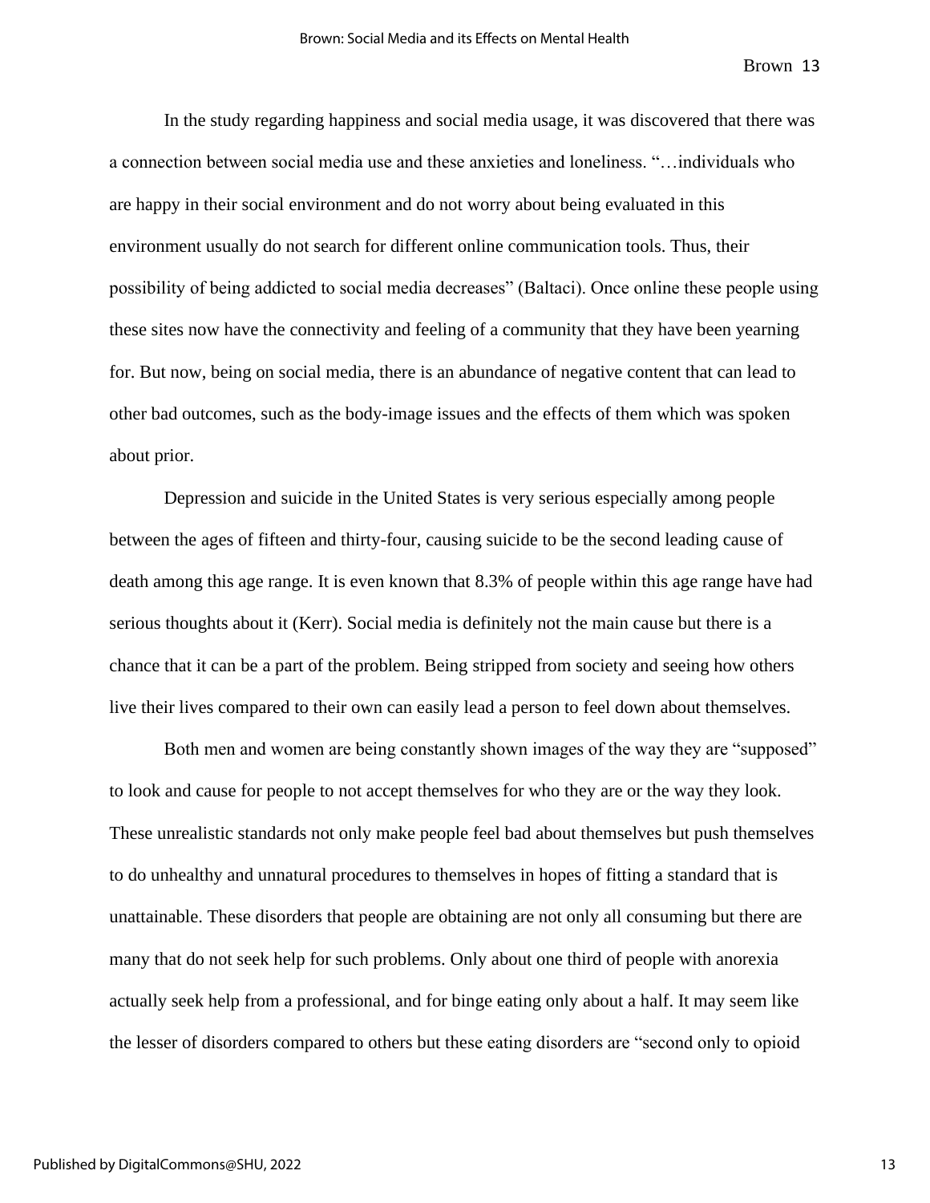In the study regarding happiness and social media usage, it was discovered that there was a connection between social media use and these anxieties and loneliness. "…individuals who are happy in their social environment and do not worry about being evaluated in this environment usually do not search for different online communication tools. Thus, their possibility of being addicted to social media decreases" (Baltaci). Once online these people using these sites now have the connectivity and feeling of a community that they have been yearning for. But now, being on social media, there is an abundance of negative content that can lead to other bad outcomes, such as the body-image issues and the effects of them which was spoken about prior.

Depression and suicide in the United States is very serious especially among people between the ages of fifteen and thirty-four, causing suicide to be the second leading cause of death among this age range. It is even known that 8.3% of people within this age range have had serious thoughts about it (Kerr). Social media is definitely not the main cause but there is a chance that it can be a part of the problem. Being stripped from society and seeing how others live their lives compared to their own can easily lead a person to feel down about themselves.

Both men and women are being constantly shown images of the way they are "supposed" to look and cause for people to not accept themselves for who they are or the way they look. These unrealistic standards not only make people feel bad about themselves but push themselves to do unhealthy and unnatural procedures to themselves in hopes of fitting a standard that is unattainable. These disorders that people are obtaining are not only all consuming but there are many that do not seek help for such problems. Only about one third of people with anorexia actually seek help from a professional, and for binge eating only about a half. It may seem like the lesser of disorders compared to others but these eating disorders are "second only to opioid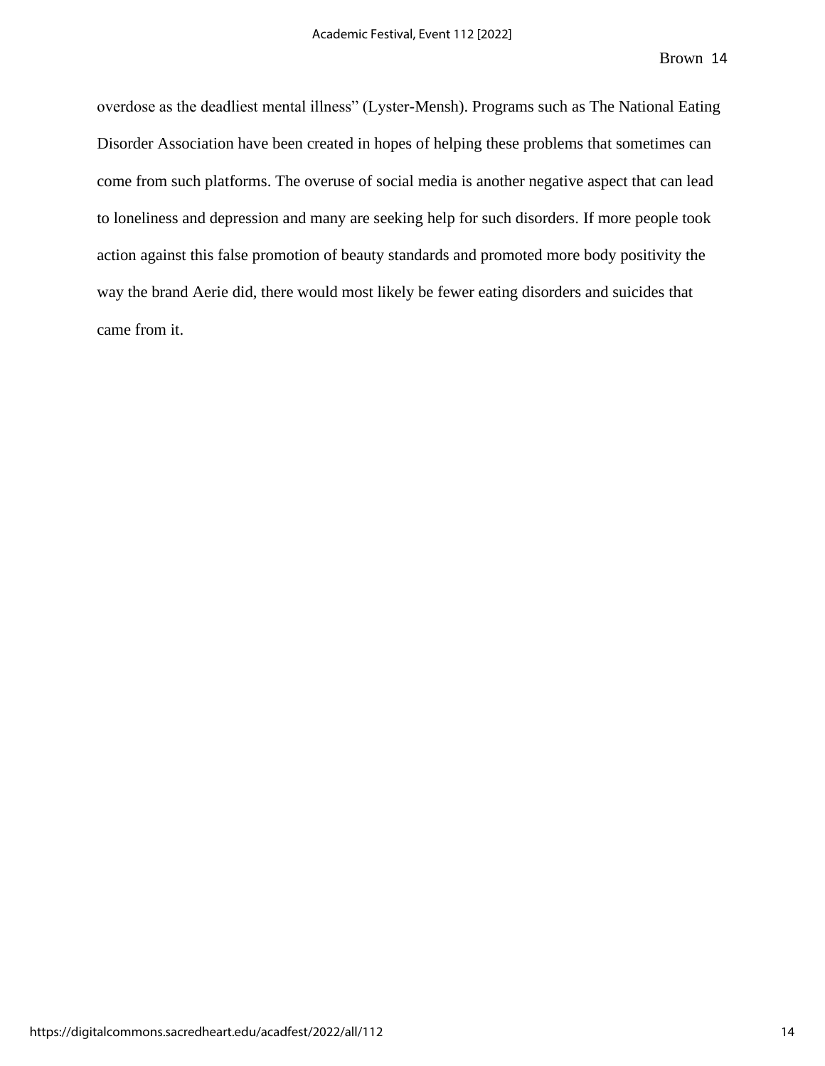overdose as the deadliest mental illness" (Lyster-Mensh). Programs such as The National Eating Disorder Association have been created in hopes of helping these problems that sometimes can come from such platforms. The overuse of social media is another negative aspect that can lead to loneliness and depression and many are seeking help for such disorders. If more people took action against this false promotion of beauty standards and promoted more body positivity the way the brand Aerie did, there would most likely be fewer eating disorders and suicides that came from it.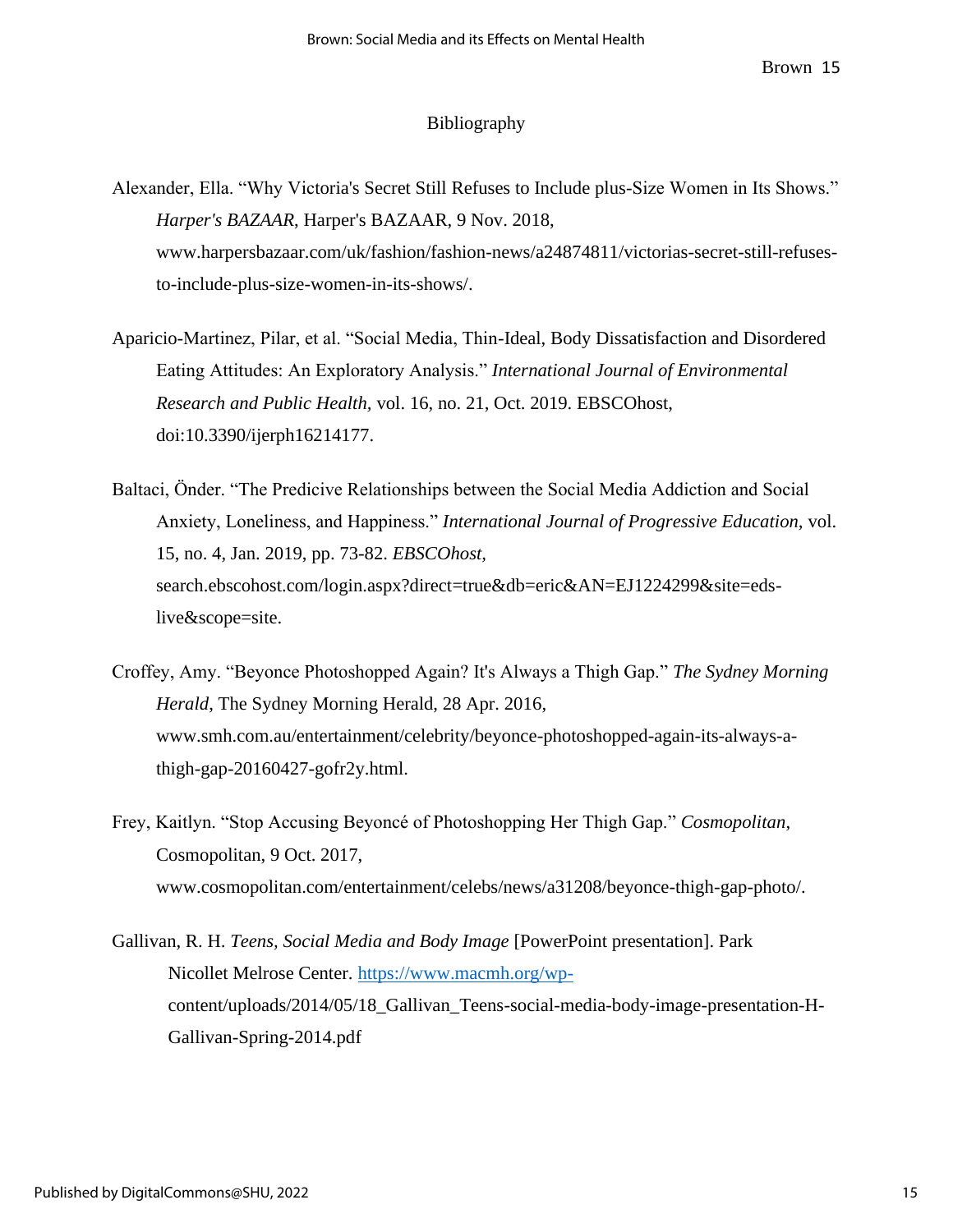# Bibliography

Alexander, Ella. "Why Victoria's Secret Still Refuses to Include plus-Size Women in Its Shows." *Harper's BAZAAR*, Harper's BAZAAR, 9 Nov. 2018, www.harpersbazaar.com/uk/fashion/fashion-news/a24874811/victorias-secret-still-refuses-to-include-plus-size-women-in-its-shows/.

Aparicio-Martinez, Pilar, et al. "Social Media, Thin-Ideal, Body Dissatisfaction and Disordered Eating Attitudes: An Exploratory Analysis." *International Journal of Environmental Research and Public Health,* vol. 16, no. 21, Oct. 2019. EBSCOhost, doi:10.3390/ijerph16214177.

Baltaci, Önder. "The Predicive Relationships between the Social Media Addiction and Social Anxiety, Loneliness, and Happiness." *International Journal of Progressive Education,* vol. 15, no. 4, Jan. 2019, pp. 73-82. *EBSCOhost*, search.ebscohost.com/login.aspx?direct=true&db=eric&AN=EJ1224299&site=eds-live&scope=site.

Croffey, Amy. "Beyonce Photoshopped Again? It's Always a Thigh Gap." *The Sydney Morning Herald*, The Sydney Morning Herald, 28 Apr. 2016, www.smh.com.au/entertainment/celebrity/beyonce-photoshopped-again-its-always-a-thigh-gap-20160427-gofr2y.html.

Frey, Kaitlyn. "Stop Accusing Beyoncé of Photoshopping Her Thigh Gap." *Cosmopolitan*, Cosmopolitan, 9 Oct. 2017, www.cosmopolitan.com/entertainment/celebs/news/a31208/beyonce-thigh-gap-photo/.

Gallivan, R. H. *Teens, Social Media and Body Image* [PowerPoint presentation]. Park Nicollet Melrose Center. https://www.macmh.org/wp-content/uploads/2014/05/18_Gallivan_Teens-social-media-body-image-presentation-H-Gallivan-Spring-2014.pdf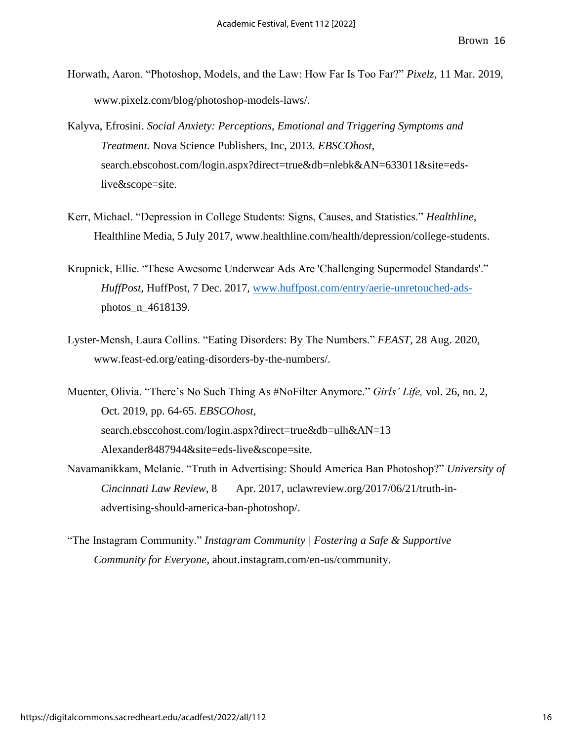Horwath, Aaron. "Photoshop, Models, and the Law: How Far Is Too Far?" *Pixelz*, 11 Mar. 2019, www.pixelz.com/blog/photoshop-models-laws/.

Kalyva, Efrosini. *Social Anxiety: Perceptions, Emotional and Triggering Symptoms and Treatment.* Nova Science Publishers, Inc, 2013. *EBSCOhost*, search.ebscohost.com/login.aspx?direct=true&db=nlebk&AN=633011&site=eds-live&scope=site.

Kerr, Michael. "Depression in College Students: Signs, Causes, and Statistics." *Healthline*, Healthline Media, 5 July 2017, www.healthline.com/health/depression/college-students.

Krupnick, Ellie. "These Awesome Underwear Ads Are 'Challenging Supermodel Standards'." *HuffPost*, HuffPost, 7 Dec. 2017, www.huffpost.com/entry/aerie-unretouched-ads-photos_n_4618139.

Lyster-Mensh, Laura Collins. "Eating Disorders: By The Numbers." *FEAST*, 28 Aug. 2020, www.feast-ed.org/eating-disorders-by-the-numbers/.

Muenter, Olivia. "There's No Such Thing As #NoFilter Anymore." *Girls' Life,* vol. 26, no. 2, Oct. 2019, pp. 64-65. *EBSCOhost*, search.ebsccohost.com/login.aspx?direct=true&db=ulh&AN=13 Alexander8487944&site=eds-live&scope=site.

Navamanikkam, Melanie. "Truth in Advertising: Should America Ban Photoshop?" *University of Cincinnati Law Review*, 8 Apr. 2017, uclawreview.org/2017/06/21/truth-in-advertising-should-america-ban-photoshop/.

"The Instagram Community." *Instagram Community | Fostering a Safe & Supportive Community for Everyone*, about.instagram.com/en-us/community.